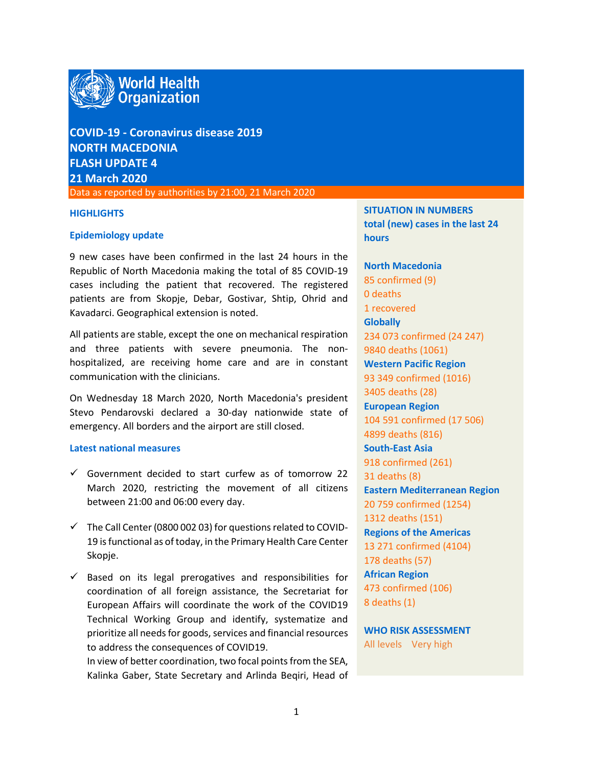World Health Organization

# COVID-19 - Coronavirus disease 2019
# NORTH MACEDONIA
# FLASH UPDATE 4
# 21 March 2020

Data as reported by authorities by 21:00, 21 March 2020

## HIGHLIGHTS

### Epidemiology update

9 new cases have been confirmed in the last 24 hours in the Republic of North Macedonia making the total of 85 COVID-19 cases including the patient that recovered. The registered patients are from Skopje, Debar, Gostivar, Shtip, Ohrid and Kavadarci. Geographical extension is noted.

All patients are stable, except the one on mechanical respiration and three patients with severe pneumonia. The non-hospitalized, are receiving home care and are in constant communication with the clinicians.

On Wednesday 18 March 2020, North Macedonia's president Stevo Pendarovski declared a 30-day nationwide state of emergency. All borders and the airport are still closed.

### Latest national measures

- ✓ Government decided to start curfew as of tomorrow 22 March 2020, restricting the movement of all citizens between 21:00 and 06:00 every day.
- ✓ The Call Center (0800 002 03) for questions related to COVID-19 is functional as of today, in the Primary Health Care Center Skopje.
- ✓ Based on its legal prerogatives and responsibilities for coordination of all foreign assistance, the Secretariat for European Affairs will coordinate the work of the COVID19 Technical Working Group and identify, systematize and prioritize all needs for goods, services and financial resources to address the consequences of COVID19.
  In view of better coordination, two focal points from the SEA, Kalinka Gaber, State Secretary and Arlinda Beqiri, Head of

## SITUATION IN NUMBERS
**total (new) cases in the last 24 hours**

**North Macedonia**
85 confirmed (9)
0 deaths
1 recovered

**Globally**
234 073 confirmed (24 247)
9840 deaths (1061)

**Western Pacific Region**
93 349 confirmed (1016)
3405 deaths (28)

**European Region**
104 591 confirmed (17 506)
4899 deaths (816)

**South-East Asia**
918 confirmed (261)
31 deaths (8)

**Eastern Mediterranean Region**
20 759 confirmed (1254)
1312 deaths (151)

**Regions of the Americas**
13 271 confirmed (4104)
178 deaths (57)

**African Region**
473 confirmed (106)
8 deaths (1)

**WHO RISK ASSESSMENT**
All levels Very high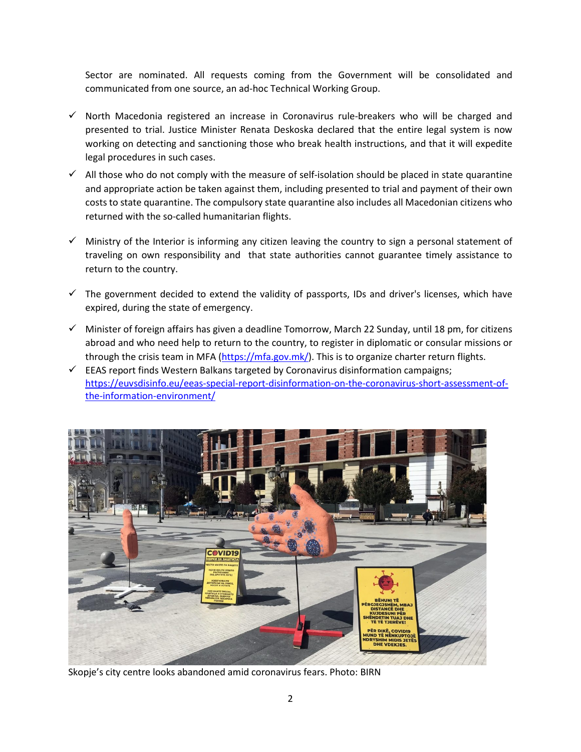Sector are nominated. All requests coming from the Government will be consolidated and communicated from one source, an ad-hoc Technical Working Group.

- ✓ North Macedonia registered an increase in Coronavirus rule-breakers who will be charged and presented to trial. Justice Minister Renata Deskoska declared that the entire legal system is now working on detecting and sanctioning those who break health instructions, and that it will expedite legal procedures in such cases.
- ✓ All those who do not comply with the measure of self-isolation should be placed in state quarantine and appropriate action be taken against them, including presented to trial and payment of their own costs to state quarantine. The compulsory state quarantine also includes all Macedonian citizens who returned with the so-called humanitarian flights.
- ✓ Ministry of the Interior is informing any citizen leaving the country to sign a personal statement of traveling on own responsibility and that state authorities cannot guarantee timely assistance to return to the country.
- ✓ The government decided to extend the validity of passports, IDs and driver's licenses, which have expired, during the state of emergency.
- ✓ Minister of foreign affairs has given a deadline Tomorrow, March 22 Sunday, until 18 pm, for citizens abroad and who need help to return to the country, to register in diplomatic or consular missions or through the crisis team in MFA (https://mfa.gov.mk/). This is to organize charter return flights.
- ✓ EEAS report finds Western Balkans targeted by Coronavirus disinformation campaigns; https://euvsdisinfo.eu/eeas-special-report-disinformation-on-the-coronavirus-short-assessment-of-the-information-environment/

Skopje's city centre looks abandoned amid coronavirus fears. Photo: BIRN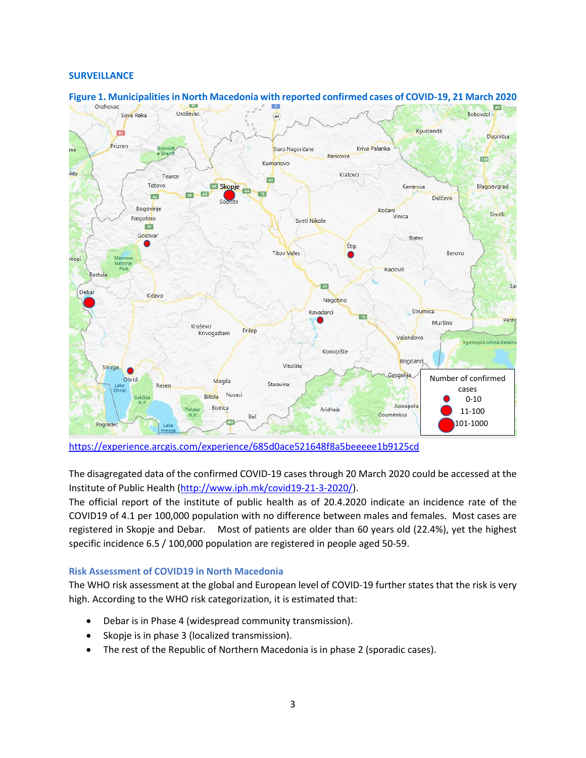## SURVEILLANCE

**Figure 1. Municipalities in North Macedonia with reported confirmed cases of COVID-19, 21 March 2020**

https://experience.arcgis.com/experience/685d0ace521648f8a5beeeee1b9125cd

The disagregated data of the confirmed COVID-19 cases through 20 March 2020 could be accessed at the Institute of Public Health (http://www.iph.mk/covid19-21-3-2020/).

The official report of the institute of public health as of 20.4.2020 indicate an incidence rate of the COVID19 of 4.1 per 100,000 population with no difference between males and females. Most cases are registered in Skopje and Debar. Most of patients are older than 60 years old (22.4%), yet the highest specific incidence 6.5 / 100,000 population are registered in people aged 50-59.

### Risk Assessment of COVID19 in North Macedonia

The WHO risk assessment at the global and European level of COVID-19 further states that the risk is very high. According to the WHO risk categorization, it is estimated that:

- Debar is in Phase 4 (widespread community transmission).
- Skopje is in phase 3 (localized transmission).
- The rest of the Republic of Northern Macedonia is in phase 2 (sporadic cases).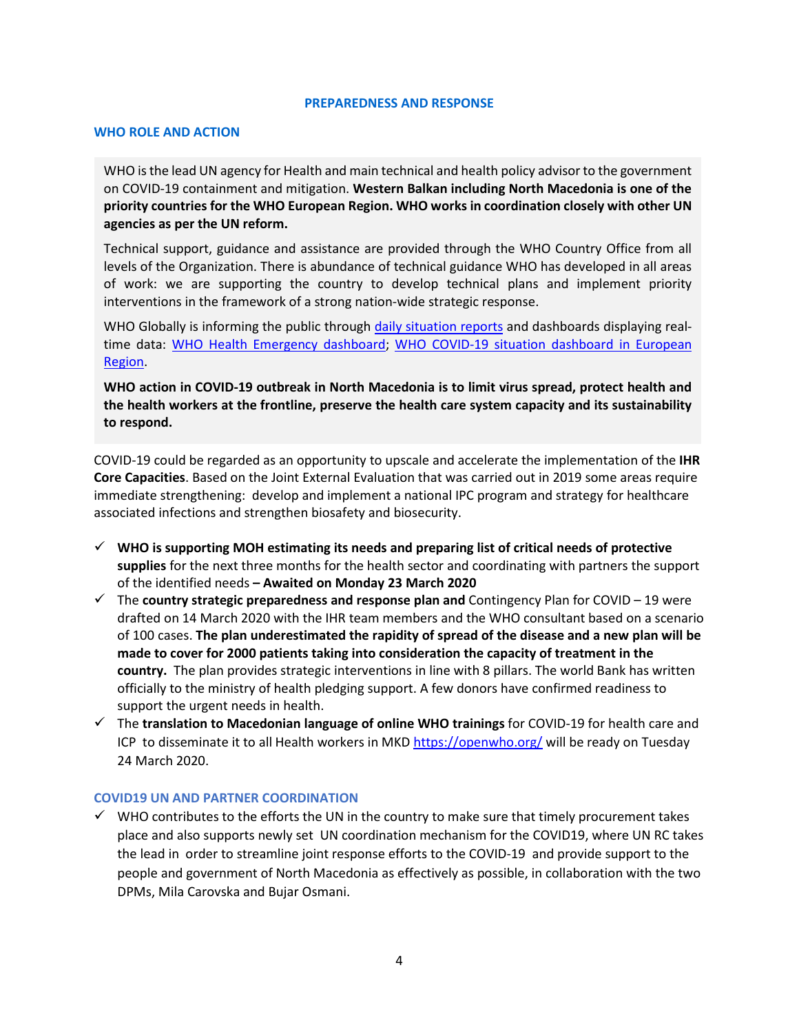## PREPAREDNESS AND RESPONSE

### WHO ROLE AND ACTION

WHO is the lead UN agency for Health and main technical and health policy advisor to the government on COVID-19 containment and mitigation. **Western Balkan including North Macedonia is one of the priority countries for the WHO European Region. WHO works in coordination closely with other UN agencies as per the UN reform.**

Technical support, guidance and assistance are provided through the WHO Country Office from all levels of the Organization. There is abundance of technical guidance WHO has developed in all areas of work: we are supporting the country to develop technical plans and implement priority interventions in the framework of a strong nation-wide strategic response.

WHO Globally is informing the public through daily situation reports and dashboards displaying real-time data: WHO Health Emergency dashboard; WHO COVID-19 situation dashboard in European Region.

**WHO action in COVID-19 outbreak in North Macedonia is to limit virus spread, protect health and the health workers at the frontline, preserve the health care system capacity and its sustainability to respond.**

COVID-19 could be regarded as an opportunity to upscale and accelerate the implementation of the **IHR Core Capacities**. Based on the Joint External Evaluation that was carried out in 2019 some areas require immediate strengthening: develop and implement a national IPC program and strategy for healthcare associated infections and strengthen biosafety and biosecurity.

- ✓ **WHO is supporting MOH estimating its needs and preparing list of critical needs of protective supplies** for the next three months for the health sector and coordinating with partners the support of the identified needs **– Awaited on Monday 23 March 2020**
- ✓ The **country strategic preparedness and response plan and** Contingency Plan for COVID – 19 were drafted on 14 March 2020 with the IHR team members and the WHO consultant based on a scenario of 100 cases. **The plan underestimated the rapidity of spread of the disease and a new plan will be made to cover for 2000 patients taking into consideration the capacity of treatment in the country.** The plan provides strategic interventions in line with 8 pillars. The world Bank has written officially to the ministry of health pledging support. A few donors have confirmed readiness to support the urgent needs in health.
- ✓ The **translation to Macedonian language of online WHO trainings** for COVID-19 for health care and ICP to disseminate it to all Health workers in MKD https://openwho.org/ will be ready on Tuesday 24 March 2020.

### COVID19 UN AND PARTNER COORDINATION

- ✓ WHO contributes to the efforts the UN in the country to make sure that timely procurement takes place and also supports newly set UN coordination mechanism for the COVID19, where UN RC takes the lead in order to streamline joint response efforts to the COVID-19 and provide support to the people and government of North Macedonia as effectively as possible, in collaboration with the two DPMs, Mila Carovska and Bujar Osmani.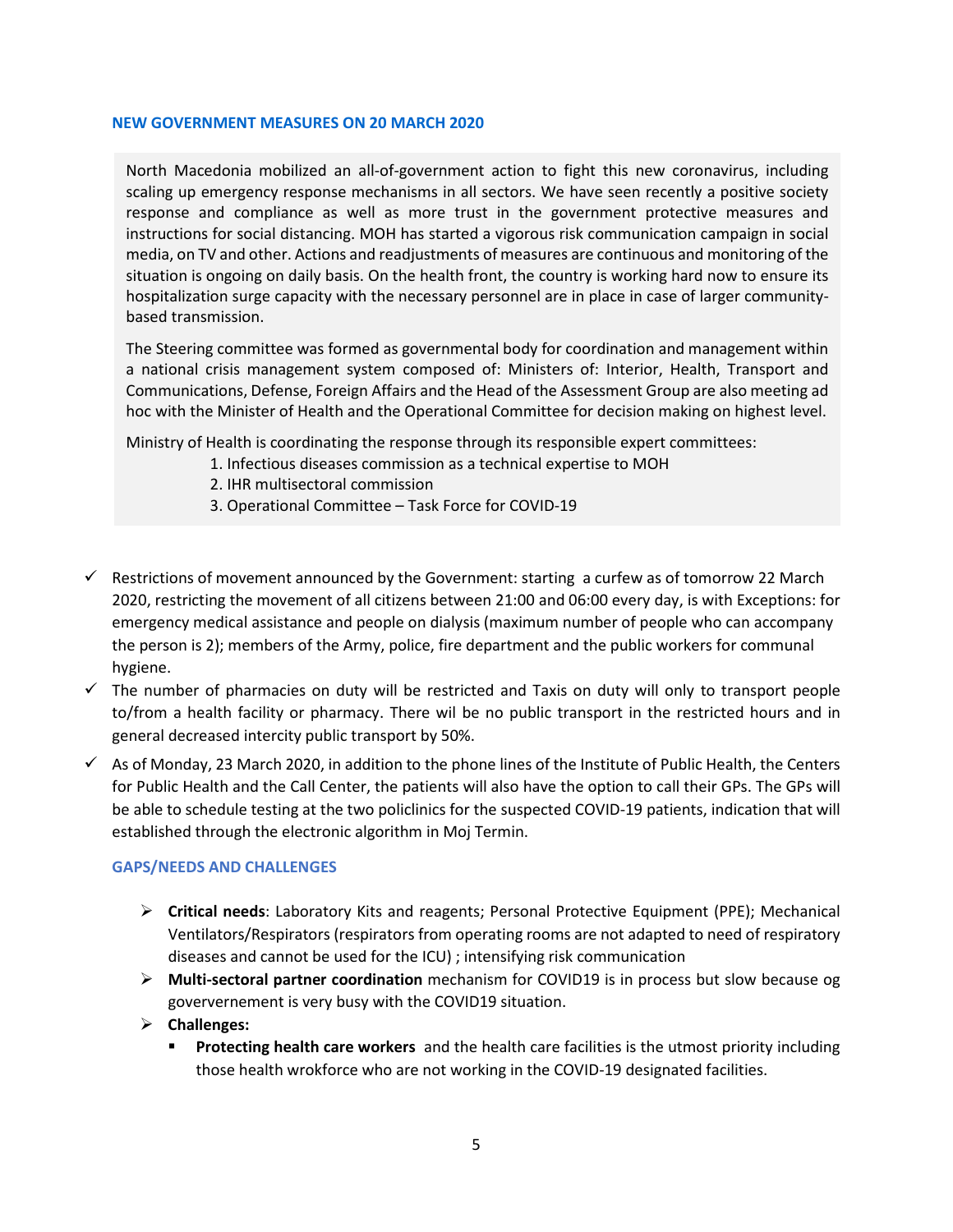### NEW GOVERNMENT MEASURES ON 20 MARCH 2020

North Macedonia mobilized an all-of-government action to fight this new coronavirus, including scaling up emergency response mechanisms in all sectors. We have seen recently a positive society response and compliance as well as more trust in the government protective measures and instructions for social distancing. MOH has started a vigorous risk communication campaign in social media, on TV and other. Actions and readjustments of measures are continuous and monitoring of the situation is ongoing on daily basis. On the health front, the country is working hard now to ensure its hospitalization surge capacity with the necessary personnel are in place in case of larger community-based transmission.

The Steering committee was formed as governmental body for coordination and management within a national crisis management system composed of: Ministers of: Interior, Health, Transport and Communications, Defense, Foreign Affairs and the Head of the Assessment Group are also meeting ad hoc with the Minister of Health and the Operational Committee for decision making on highest level.

Ministry of Health is coordinating the response through its responsible expert committees:

1. Infectious diseases commission as a technical expertise to MOH
2. IHR multisectoral commission
3. Operational Committee – Task Force for COVID-19

- ✓ Restrictions of movement announced by the Government: starting a curfew as of tomorrow 22 March 2020, restricting the movement of all citizens between 21:00 and 06:00 every day, is with Exceptions: for emergency medical assistance and people on dialysis (maximum number of people who can accompany the person is 2); members of the Army, police, fire department and the public workers for communal hygiene.
- ✓ The number of pharmacies on duty will be restricted and Taxis on duty will only to transport people to/from a health facility or pharmacy. There wil be no public transport in the restricted hours and in general decreased intercity public transport by 50%.
- ✓ As of Monday, 23 March 2020, in addition to the phone lines of the Institute of Public Health, the Centers for Public Health and the Call Center, the patients will also have the option to call their GPs. The GPs will be able to schedule testing at the two policlinics for the suspected COVID-19 patients, indication that will established through the electronic algorithm in Moj Termin.

### GAPS/NEEDS AND CHALLENGES

- **Critical needs**: Laboratory Kits and reagents; Personal Protective Equipment (PPE); Mechanical Ventilators/Respirators (respirators from operating rooms are not adapted to need of respiratory diseases and cannot be used for the ICU) ; intensifying risk communication
- **Multi-sectoral partner coordination** mechanism for COVID19 is in process but slow because og govervenement is very busy with the COVID19 situation.
- **Challenges:**
  - **Protecting health care workers** and the health care facilities is the utmost priority including those health wrokforce who are not working in the COVID-19 designated facilities.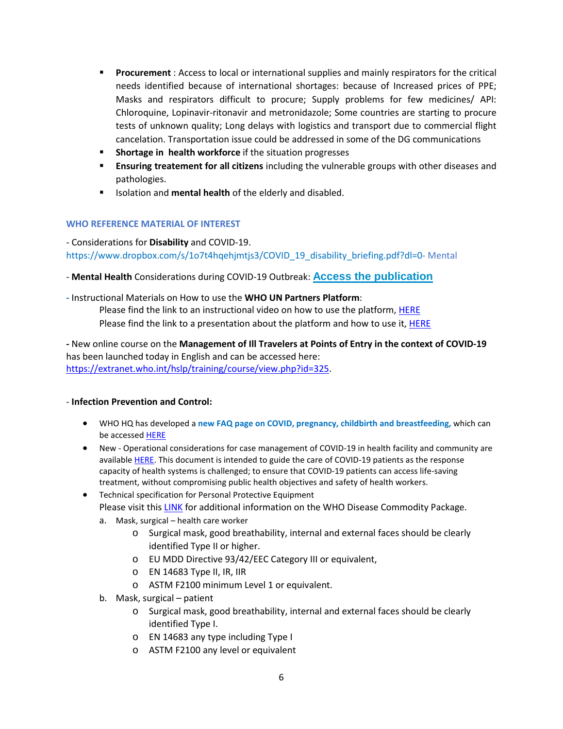- **Procurement** : Access to local or international supplies and mainly respirators for the critical needs identified because of international shortages: because of Increased prices of PPE; Masks and respirators difficult to procure; Supply problems for few medicines/ API: Chloroquine, Lopinavir-ritonavir and metronidazole; Some countries are starting to procure tests of unknown quality; Long delays with logistics and transport due to commercial flight cancelation. Transportation issue could be addressed in some of the DG communications
- **Shortage in health workforce** if the situation progresses
- **Ensuring treatement for all citizens** including the vulnerable groups with other diseases and pathologies.
- Isolation and **mental health** of the elderly and disabled.

## WHO REFERENCE MATERIAL OF INTEREST

- Considerations for **Disability** and COVID-19.
https://www.dropbox.com/s/1o7t4hqehjmtjs3/COVID_19_disability_briefing.pdf?dl=0- Mental

- **Mental Health** Considerations during COVID-19 Outbreak: [Access the publication]

- Instructional Materials on How to use the **WHO UN Partners Platform**:
  Please find the link to an instructional video on how to use the platform, [HERE]
  Please find the link to a presentation about the platform and how to use it, [HERE]

- New online course on the **Management of Ill Travelers at Points of Entry in the context of COVID-19** has been launched today in English and can be accessed here: https://extranet.who.int/hslp/training/course/view.php?id=325.

- **Infection Prevention and Control:**

- WHO HQ has developed a **new FAQ page on COVID, pregnancy, childbirth and breastfeeding,** which can be accessed [HERE]
- New - Operational considerations for case management of COVID-19 in health facility and community are available [HERE]. This document is intended to guide the care of COVID-19 patients as the response capacity of health systems is challenged; to ensure that COVID-19 patients can access life-saving treatment, without compromising public health objectives and safety of health workers.
- Technical specification for Personal Protective Equipment
  Please visit this [LINK] for additional information on the WHO Disease Commodity Package.
  a. Mask, surgical – health care worker
     - Surgical mask, good breathability, internal and external faces should be clearly identified Type II or higher.
     - EU MDD Directive 93/42/EEC Category III or equivalent,
     - EN 14683 Type II, IR, IIR
     - ASTM F2100 minimum Level 1 or equivalent.
  b. Mask, surgical – patient
     - Surgical mask, good breathability, internal and external faces should be clearly identified Type I.
     - EN 14683 any type including Type I
     - ASTM F2100 any level or equivalent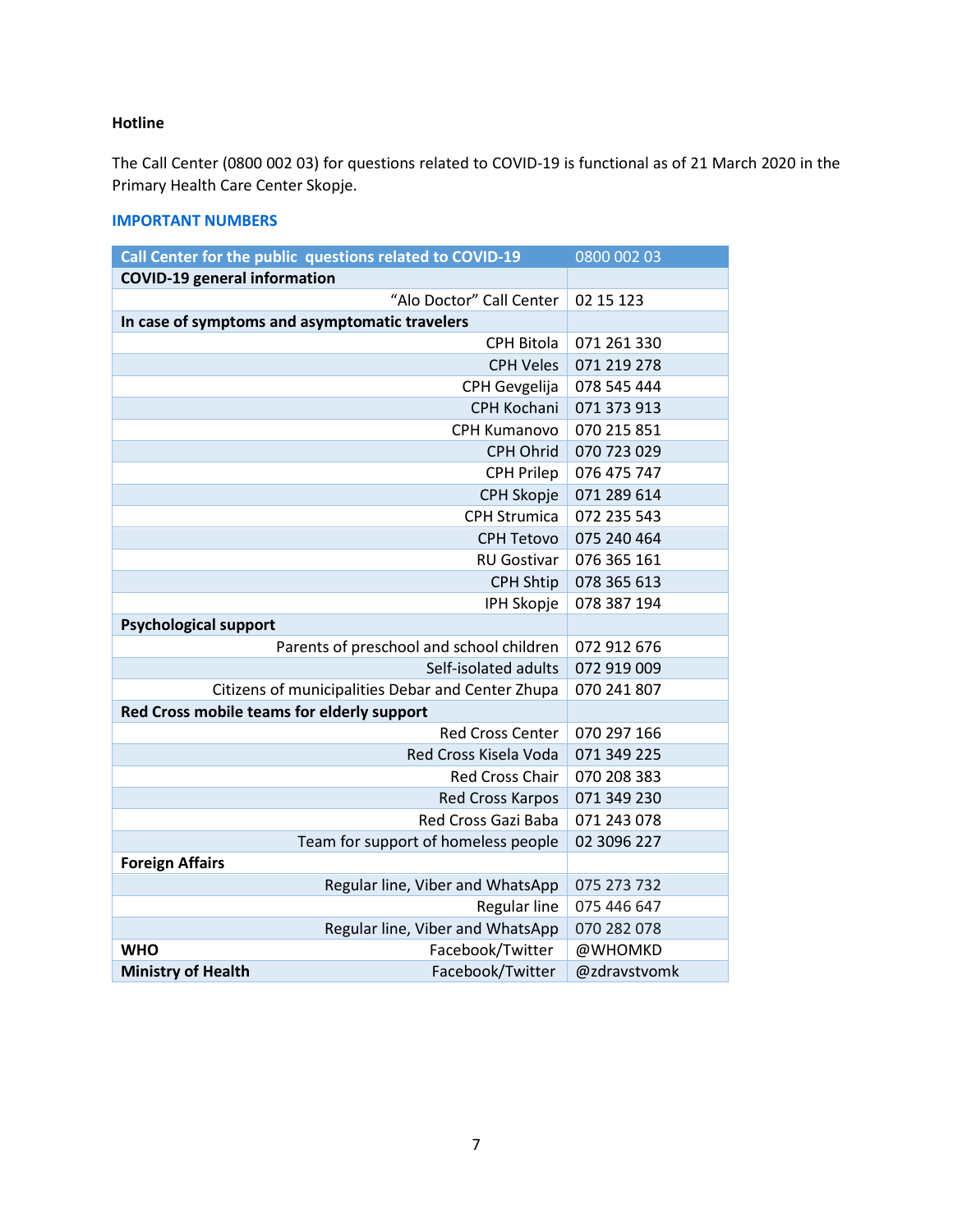**Hotline**

The Call Center (0800 002 03) for questions related to COVID-19 is functional as of 21 March 2020 in the Primary Health Care Center Skopje.

**IMPORTANT NUMBERS**

| Call Center for the public questions related to COVID-19 | 0800 002 03 |
|---|---|
| **COVID-19 general information** | |
| "Alo Doctor" Call Center | 02 15 123 |
| **In case of symptoms and asymptomatic travelers** | |
| CPH Bitola | 071 261 330 |
| CPH Veles | 071 219 278 |
| CPH Gevgelija | 078 545 444 |
| CPH Kochani | 071 373 913 |
| CPH Kumanovo | 070 215 851 |
| CPH Ohrid | 070 723 029 |
| CPH Prilep | 076 475 747 |
| CPH Skopje | 071 289 614 |
| CPH Strumica | 072 235 543 |
| CPH Tetovo | 075 240 464 |
| RU Gostivar | 076 365 161 |
| CPH Shtip | 078 365 613 |
| IPH Skopje | 078 387 194 |
| **Psychological support** | |
| Parents of preschool and school children | 072 912 676 |
| Self-isolated adults | 072 919 009 |
| Citizens of municipalities Debar and Center Zhupa | 070 241 807 |
| **Red Cross mobile teams for elderly support** | |
| Red Cross Center | 070 297 166 |
| Red Cross Kisela Voda | 071 349 225 |
| Red Cross Chair | 070 208 383 |
| Red Cross Karpos | 071 349 230 |
| Red Cross Gazi Baba | 071 243 078 |
| Team for support of homeless people | 02 3096 227 |
| **Foreign Affairs** | |
| Regular line, Viber and WhatsApp | 075 273 732 |
| Regular line | 075 446 647 |
| Regular line, Viber and WhatsApp | 070 282 078 |
| **WHO** Facebook/Twitter | @WHOMKD |
| **Ministry of Health** Facebook/Twitter | @zdravstvomk |